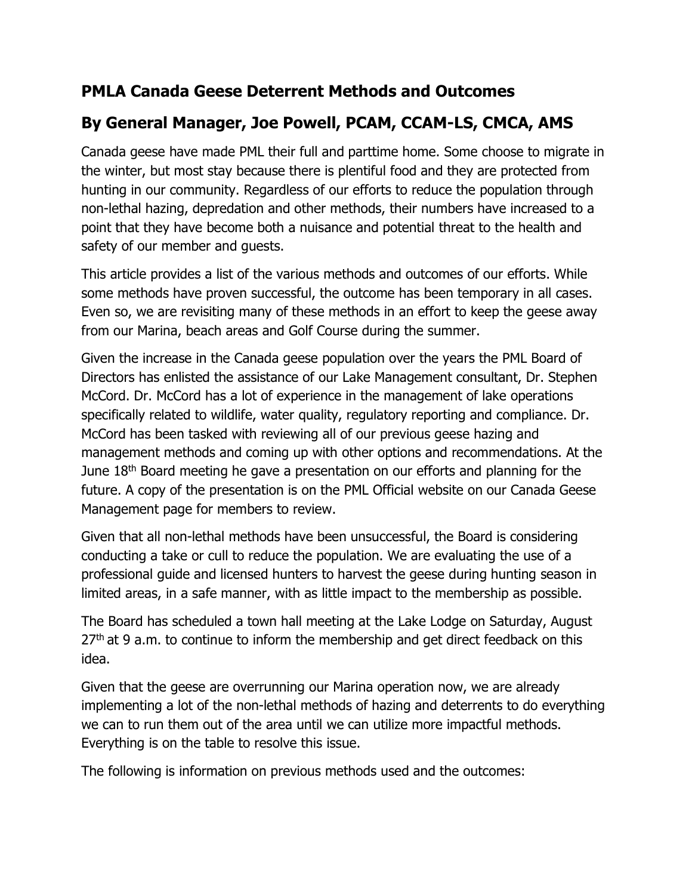## PMLA Canada Geese Deterrent Methods and Outcomes

## By General Manager, Joe Powell, PCAM, CCAM-LS, CMCA, AMS

Canada geese have made PML their full and parttime home. Some choose to migrate in the winter, but most stay because there is plentiful food and they are protected from hunting in our community. Regardless of our efforts to reduce the population through non-lethal hazing, depredation and other methods, their numbers have increased to a point that they have become both a nuisance and potential threat to the health and safety of our member and guests.

This article provides a list of the various methods and outcomes of our efforts. While some methods have proven successful, the outcome has been temporary in all cases. Even so, we are revisiting many of these methods in an effort to keep the geese away from our Marina, beach areas and Golf Course during the summer.

Given the increase in the Canada geese population over the years the PML Board of Directors has enlisted the assistance of our Lake Management consultant, Dr. Stephen McCord. Dr. McCord has a lot of experience in the management of lake operations specifically related to wildlife, water quality, regulatory reporting and compliance. Dr. McCord has been tasked with reviewing all of our previous geese hazing and management methods and coming up with other options and recommendations. At the June 18th Board meeting he gave a presentation on our efforts and planning for the future. A copy of the presentation is on the PML Official website on our Canada Geese Management page for members to review.

Given that all non-lethal methods have been unsuccessful, the Board is considering conducting a take or cull to reduce the population. We are evaluating the use of a professional guide and licensed hunters to harvest the geese during hunting season in limited areas, in a safe manner, with as little impact to the membership as possible.

The Board has scheduled a town hall meeting at the Lake Lodge on Saturday, August 27th at 9 a.m. to continue to inform the membership and get direct feedback on this idea.

Given that the geese are overrunning our Marina operation now, we are already implementing a lot of the non-lethal methods of hazing and deterrents to do everything we can to run them out of the area until we can utilize more impactful methods. Everything is on the table to resolve this issue.

The following is information on previous methods used and the outcomes: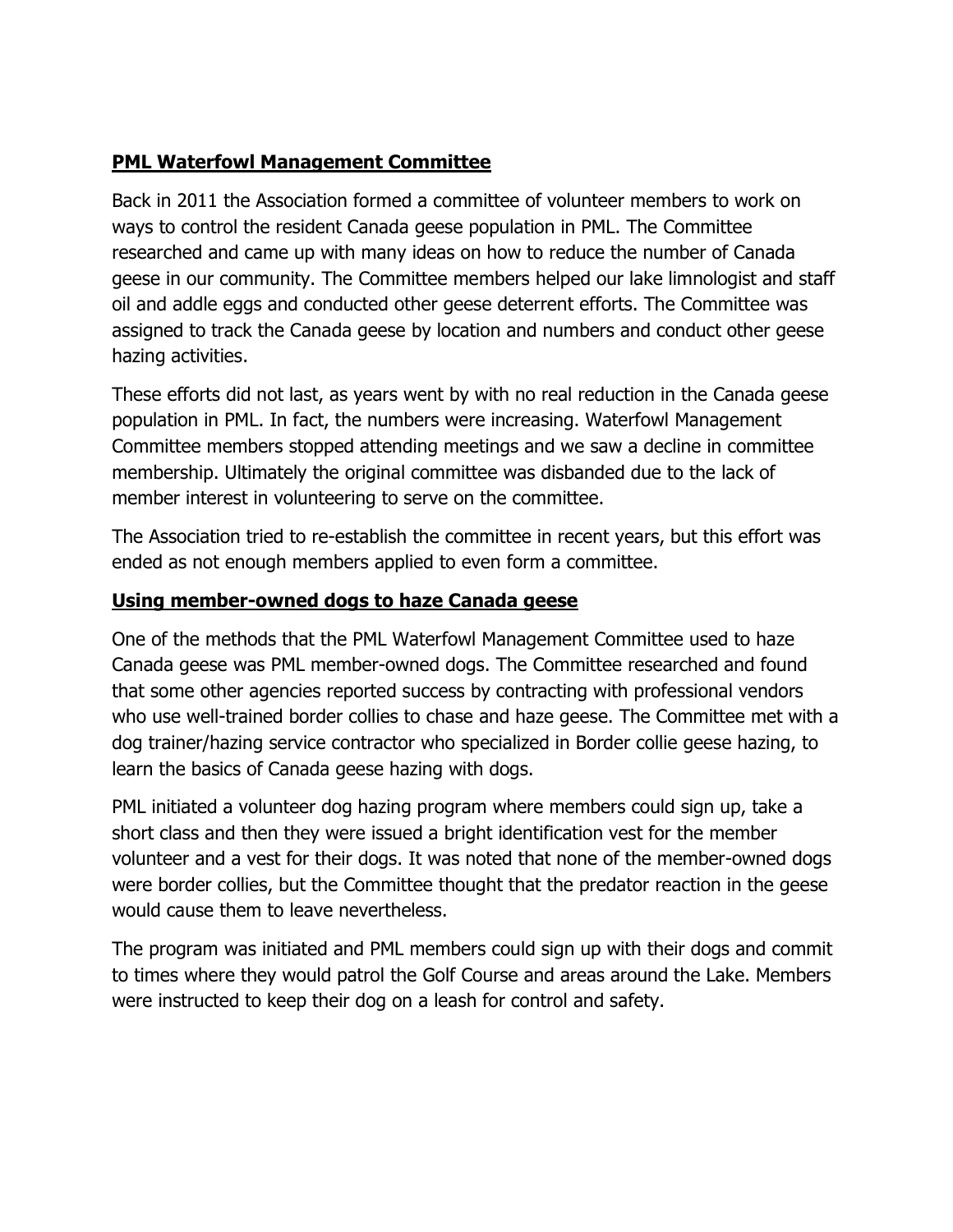## **PML Waterfowl Management Committee**

Back in 2011 the Association formed a committee of volunteer members to work on ways to control the resident Canada geese population in PML. The Committee researched and came up with many ideas on how to reduce the number of Canada geese in our community. The Committee members helped our lake limnologist and staff oil and addle eggs and conducted other geese deterrent efforts. The Committee was assigned to track the Canada geese by location and numbers and conduct other geese hazing activities.

These efforts did not last, as years went by with no real reduction in the Canada geese population in PML. In fact, the numbers were increasing. Waterfowl Management Committee members stopped attending meetings and we saw a decline in committee membership. Ultimately the original committee was disbanded due to the lack of member interest in volunteering to serve on the committee.

The Association tried to re-establish the committee in recent years, but this effort was ended as not enough members applied to even form a committee.

## **Using member-owned dogs to haze Canada geese**

One of the methods that the PML Waterfowl Management Committee used to haze Canada geese was PML member-owned dogs. The Committee researched and found that some other agencies reported success by contracting with professional vendors who use well-trained border collies to chase and haze geese. The Committee met with a dog trainer/hazing service contractor who specialized in Border collie geese hazing, to learn the basics of Canada geese hazing with dogs.

PML initiated a volunteer dog hazing program where members could sign up, take a short class and then they were issued a bright identification vest for the member volunteer and a vest for their dogs. It was noted that none of the member-owned dogs were border collies, but the Committee thought that the predator reaction in the geese would cause them to leave nevertheless.

The program was initiated and PML members could sign up with their dogs and commit to times where they would patrol the Golf Course and areas around the Lake. Members were instructed to keep their dog on a leash for control and safety.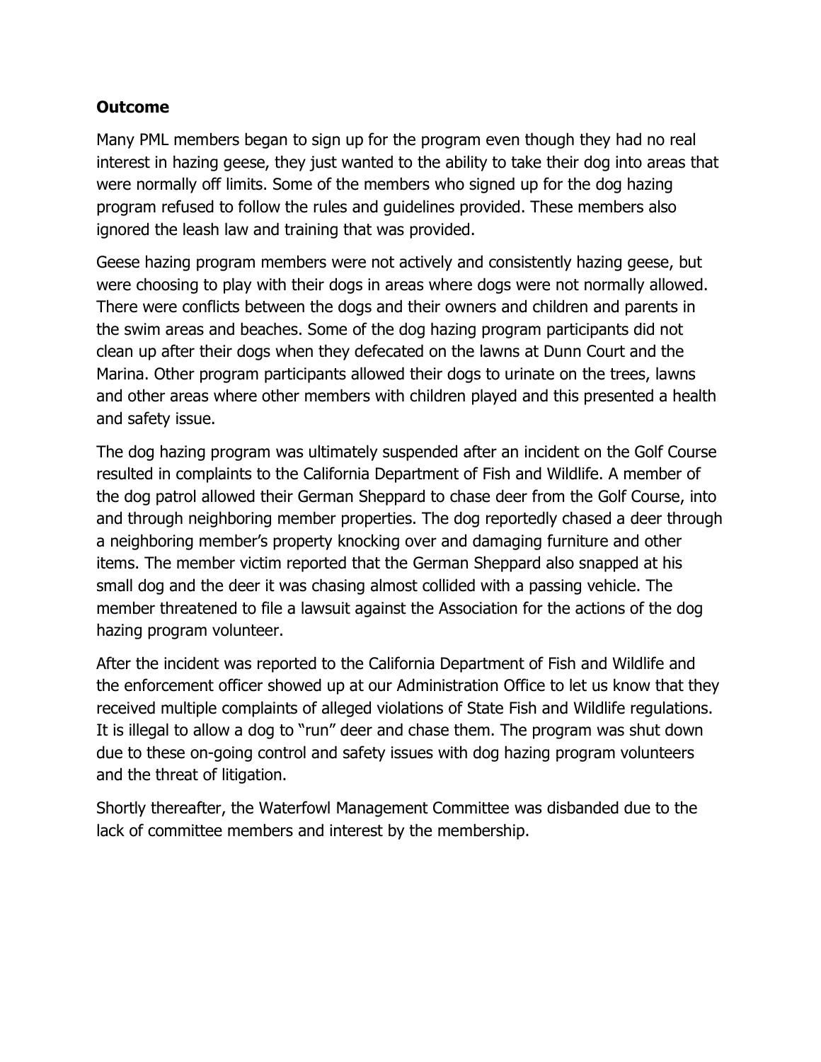**Outcome**

Many PML members began to sign up for the program even though they had no real interest in hazing geese, they just wanted to the ability to take their dog into areas that were normally off limits. Some of the members who signed up for the dog hazing program refused to follow the rules and guidelines provided. These members also ignored the leash law and training that was provided.

Geese hazing program members were not actively and consistently hazing geese, but were choosing to play with their dogs in areas where dogs were not normally allowed. There were conflicts between the dogs and their owners and children and parents in the swim areas and beaches. Some of the dog hazing program participants did not clean up after their dogs when they defecated on the lawns at Dunn Court and the Marina. Other program participants allowed their dogs to urinate on the trees, lawns and other areas where other members with children played and this presented a health and safety issue.

The dog hazing program was ultimately suspended after an incident on the Golf Course resulted in complaints to the California Department of Fish and Wildlife. A member of the dog patrol allowed their German Sheppard to chase deer from the Golf Course, into and through neighboring member properties. The dog reportedly chased a deer through a neighboring member's property knocking over and damaging furniture and other items. The member victim reported that the German Sheppard also snapped at his small dog and the deer it was chasing almost collided with a passing vehicle. The member threatened to file a lawsuit against the Association for the actions of the dog hazing program volunteer.

After the incident was reported to the California Department of Fish and Wildlife and the enforcement officer showed up at our Administration Office to let us know that they received multiple complaints of alleged violations of State Fish and Wildlife regulations. It is illegal to allow a dog to "run" deer and chase them. The program was shut down due to these on-going control and safety issues with dog hazing program volunteers and the threat of litigation.

Shortly thereafter, the Waterfowl Management Committee was disbanded due to the lack of committee members and interest by the membership.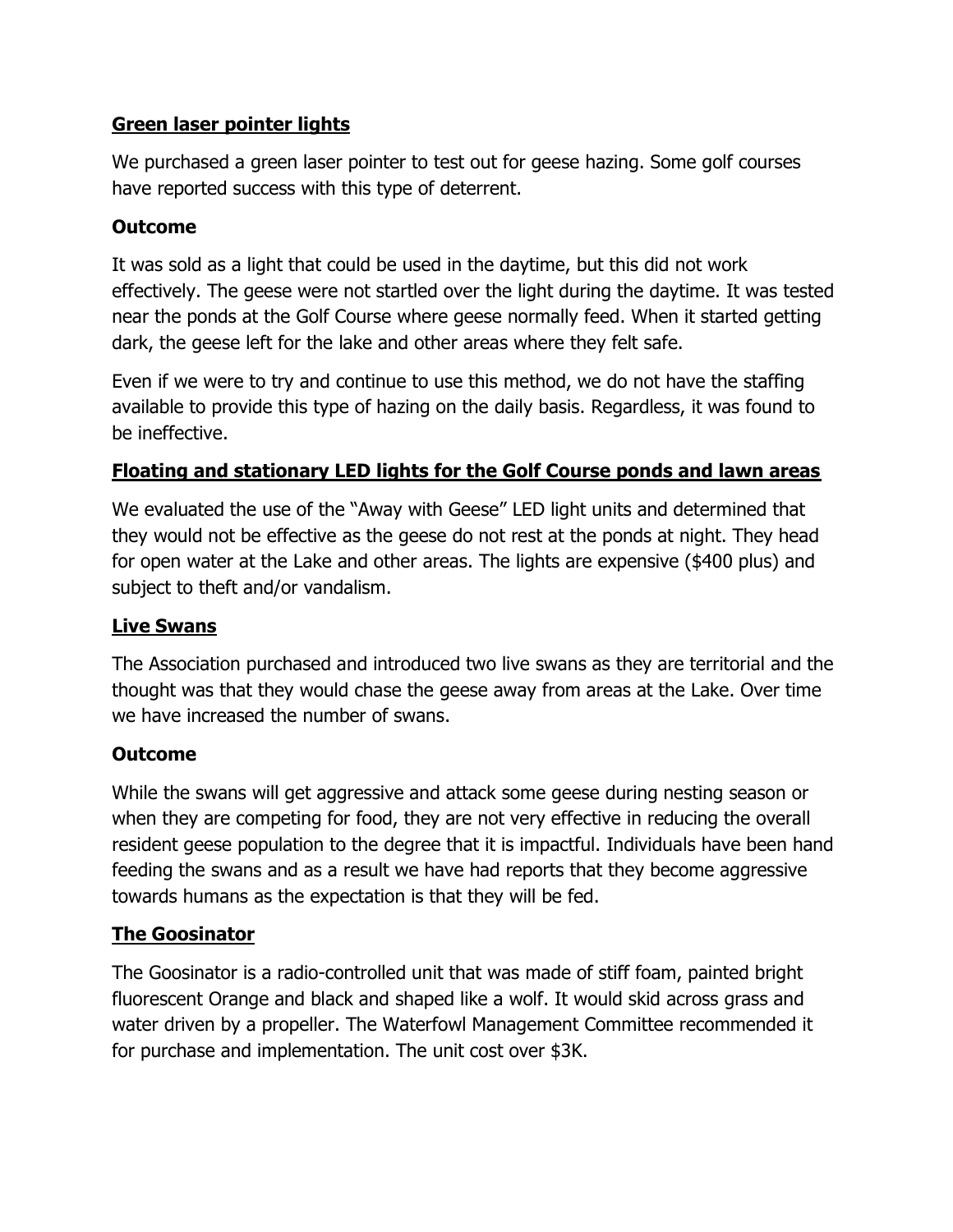**Green laser pointer lights**

We purchased a green laser pointer to test out for geese hazing. Some golf courses have reported success with this type of deterrent.

**Outcome**

It was sold as a light that could be used in the daytime, but this did not work effectively. The geese were not startled over the light during the daytime. It was tested near the ponds at the Golf Course where geese normally feed. When it started getting dark, the geese left for the lake and other areas where they felt safe.

Even if we were to try and continue to use this method, we do not have the staffing available to provide this type of hazing on the daily basis. Regardless, it was found to be ineffective.

**Floating and stationary LED lights for the Golf Course ponds and lawn areas**

We evaluated the use of the "Away with Geese" LED light units and determined that they would not be effective as the geese do not rest at the ponds at night. They head for open water at the Lake and other areas. The lights are expensive ($400 plus) and subject to theft and/or vandalism.

**Live Swans**

The Association purchased and introduced two live swans as they are territorial and the thought was that they would chase the geese away from areas at the Lake. Over time we have increased the number of swans.

**Outcome**

While the swans will get aggressive and attack some geese during nesting season or when they are competing for food, they are not very effective in reducing the overall resident geese population to the degree that it is impactful. Individuals have been hand feeding the swans and as a result we have had reports that they become aggressive towards humans as the expectation is that they will be fed.

**The Goosinator**

The Goosinator is a radio-controlled unit that was made of stiff foam, painted bright fluorescent Orange and black and shaped like a wolf. It would skid across grass and water driven by a propeller. The Waterfowl Management Committee recommended it for purchase and implementation. The unit cost over $3K.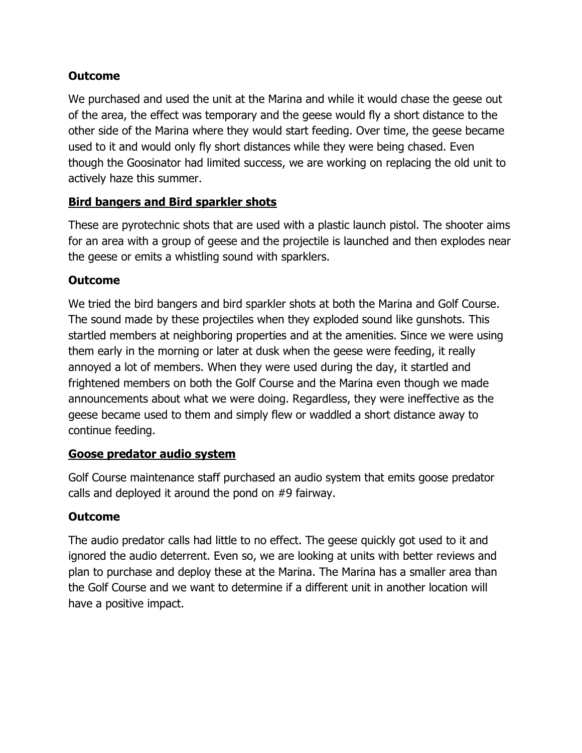**Outcome**

We purchased and used the unit at the Marina and while it would chase the geese out of the area, the effect was temporary and the geese would fly a short distance to the other side of the Marina where they would start feeding. Over time, the geese became used to it and would only fly short distances while they were being chased. Even though the Goosinator had limited success, we are working on replacing the old unit to actively haze this summer.

**<u>Bird bangers and Bird sparkler shots</u>**

These are pyrotechnic shots that are used with a plastic launch pistol. The shooter aims for an area with a group of geese and the projectile is launched and then explodes near the geese or emits a whistling sound with sparklers.

**Outcome**

We tried the bird bangers and bird sparkler shots at both the Marina and Golf Course. The sound made by these projectiles when they exploded sound like gunshots. This startled members at neighboring properties and at the amenities. Since we were using them early in the morning or later at dusk when the geese were feeding, it really annoyed a lot of members. When they were used during the day, it startled and frightened members on both the Golf Course and the Marina even though we made announcements about what we were doing. Regardless, they were ineffective as the geese became used to them and simply flew or waddled a short distance away to continue feeding.

**<u>Goose predator audio system</u>**

Golf Course maintenance staff purchased an audio system that emits goose predator calls and deployed it around the pond on #9 fairway.

**Outcome**

The audio predator calls had little to no effect. The geese quickly got used to it and ignored the audio deterrent. Even so, we are looking at units with better reviews and plan to purchase and deploy these at the Marina. The Marina has a smaller area than the Golf Course and we want to determine if a different unit in another location will have a positive impact.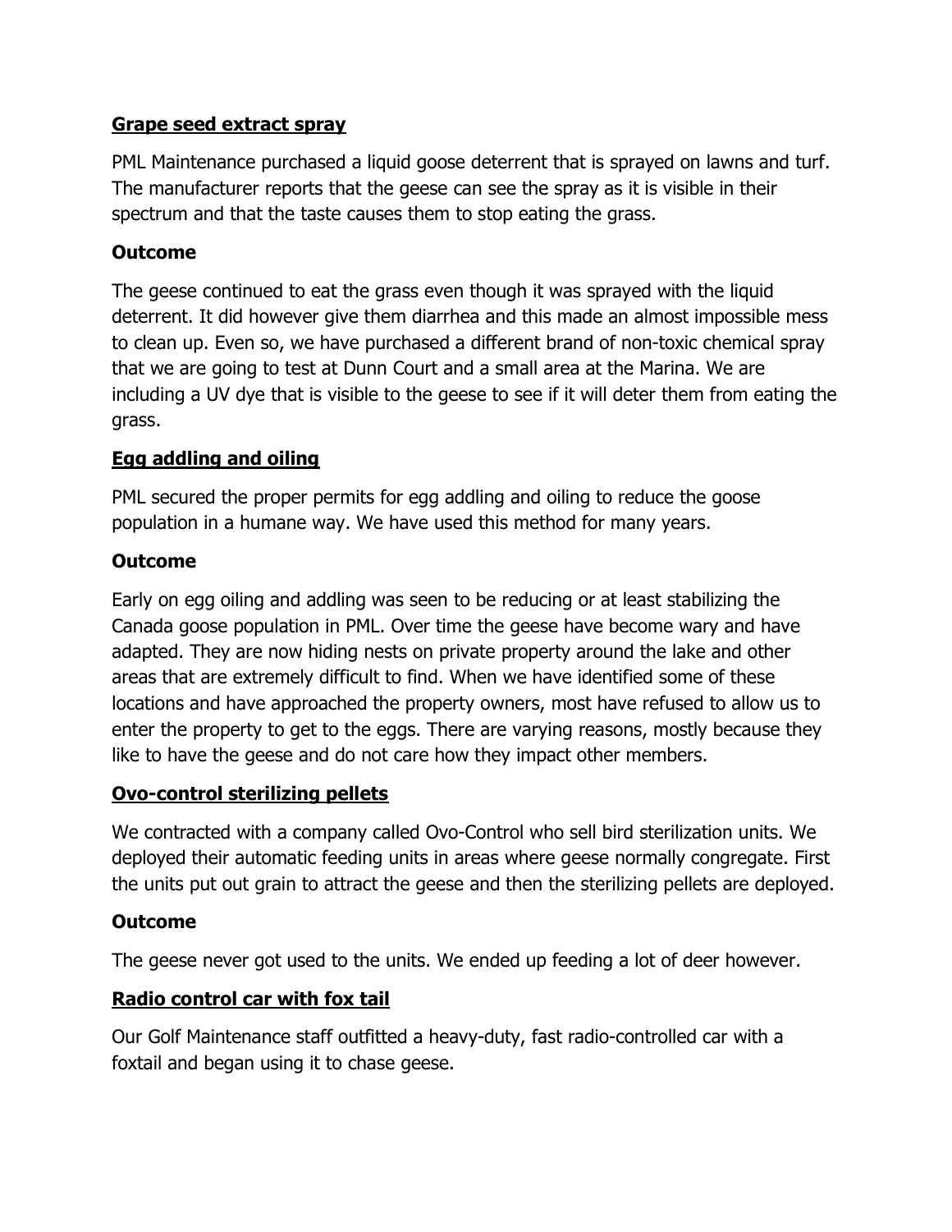**<u>Grape seed extract spray</u>**

PML Maintenance purchased a liquid goose deterrent that is sprayed on lawns and turf. The manufacturer reports that the geese can see the spray as it is visible in their spectrum and that the taste causes them to stop eating the grass.

**Outcome**

The geese continued to eat the grass even though it was sprayed with the liquid deterrent. It did however give them diarrhea and this made an almost impossible mess to clean up. Even so, we have purchased a different brand of non-toxic chemical spray that we are going to test at Dunn Court and a small area at the Marina. We are including a UV dye that is visible to the geese to see if it will deter them from eating the grass.

**<u>Egg addling and oiling</u>**

PML secured the proper permits for egg addling and oiling to reduce the goose population in a humane way. We have used this method for many years.

**Outcome**

Early on egg oiling and addling was seen to be reducing or at least stabilizing the Canada goose population in PML. Over time the geese have become wary and have adapted. They are now hiding nests on private property around the lake and other areas that are extremely difficult to find. When we have identified some of these locations and have approached the property owners, most have refused to allow us to enter the property to get to the eggs. There are varying reasons, mostly because they like to have the geese and do not care how they impact other members.

**<u>Ovo-control sterilizing pellets</u>**

We contracted with a company called Ovo-Control who sell bird sterilization units. We deployed their automatic feeding units in areas where geese normally congregate. First the units put out grain to attract the geese and then the sterilizing pellets are deployed.

**Outcome**

The geese never got used to the units. We ended up feeding a lot of deer however.

**<u>Radio control car with fox tail</u>**

Our Golf Maintenance staff outfitted a heavy-duty, fast radio-controlled car with a foxtail and began using it to chase geese.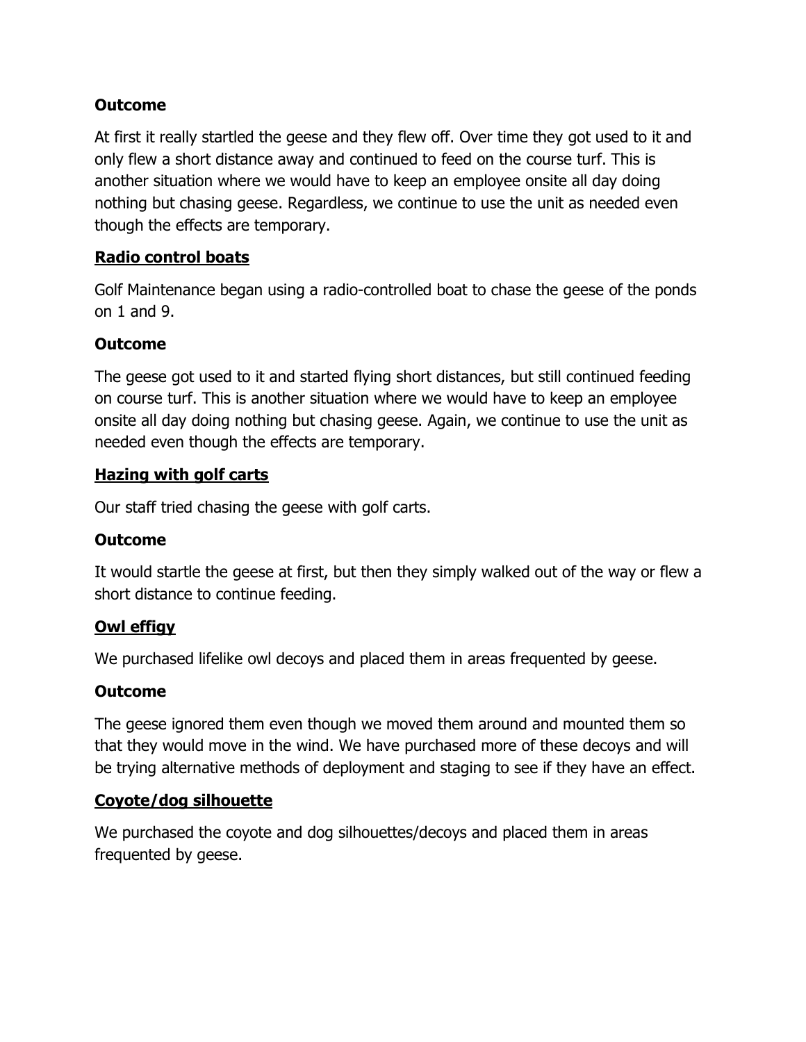**Outcome**

At first it really startled the geese and they flew off. Over time they got used to it and only flew a short distance away and continued to feed on the course turf. This is another situation where we would have to keep an employee onsite all day doing nothing but chasing geese. Regardless, we continue to use the unit as needed even though the effects are temporary.

**Radio control boats**

Golf Maintenance began using a radio-controlled boat to chase the geese of the ponds on 1 and 9.

**Outcome**

The geese got used to it and started flying short distances, but still continued feeding on course turf. This is another situation where we would have to keep an employee onsite all day doing nothing but chasing geese. Again, we continue to use the unit as needed even though the effects are temporary.

**Hazing with golf carts**

Our staff tried chasing the geese with golf carts.

**Outcome**

It would startle the geese at first, but then they simply walked out of the way or flew a short distance to continue feeding.

**Owl effigy**

We purchased lifelike owl decoys and placed them in areas frequented by geese.

**Outcome**

The geese ignored them even though we moved them around and mounted them so that they would move in the wind. We have purchased more of these decoys and will be trying alternative methods of deployment and staging to see if they have an effect.

**Coyote/dog silhouette**

We purchased the coyote and dog silhouettes/decoys and placed them in areas frequented by geese.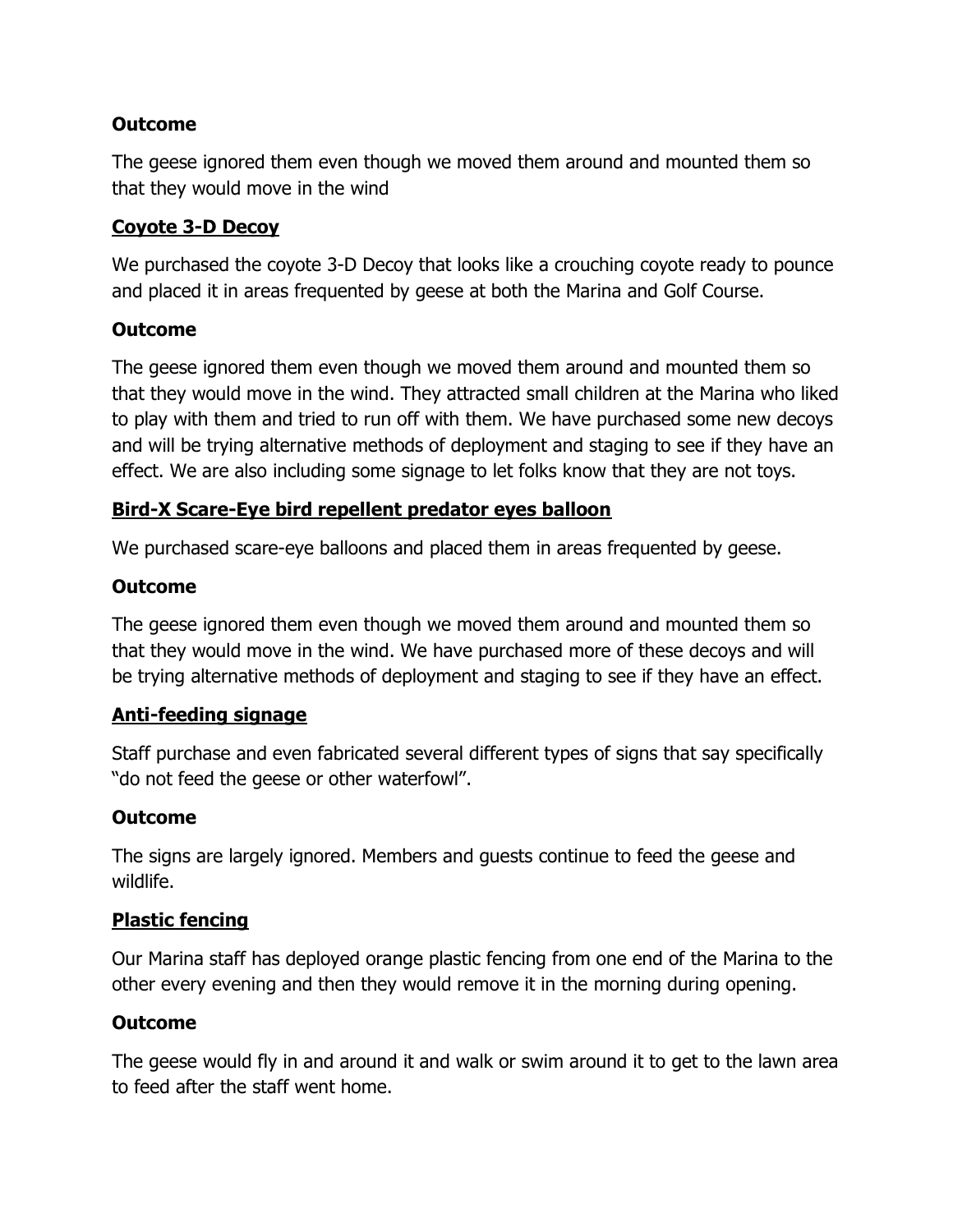**Outcome**

The geese ignored them even though we moved them around and mounted them so that they would move in the wind

**<u>Coyote 3-D Decoy</u>**

We purchased the coyote 3-D Decoy that looks like a crouching coyote ready to pounce and placed it in areas frequented by geese at both the Marina and Golf Course.

**Outcome**

The geese ignored them even though we moved them around and mounted them so that they would move in the wind. They attracted small children at the Marina who liked to play with them and tried to run off with them. We have purchased some new decoys and will be trying alternative methods of deployment and staging to see if they have an effect. We are also including some signage to let folks know that they are not toys.

**<u>Bird-X Scare-Eye bird repellent predator eyes balloon</u>**

We purchased scare-eye balloons and placed them in areas frequented by geese.

**Outcome**

The geese ignored them even though we moved them around and mounted them so that they would move in the wind. We have purchased more of these decoys and will be trying alternative methods of deployment and staging to see if they have an effect.

**<u>Anti-feeding signage</u>**

Staff purchase and even fabricated several different types of signs that say specifically "do not feed the geese or other waterfowl".

**Outcome**

The signs are largely ignored. Members and guests continue to feed the geese and wildlife.

**<u>Plastic fencing</u>**

Our Marina staff has deployed orange plastic fencing from one end of the Marina to the other every evening and then they would remove it in the morning during opening.

**Outcome**

The geese would fly in and around it and walk or swim around it to get to the lawn area to feed after the staff went home.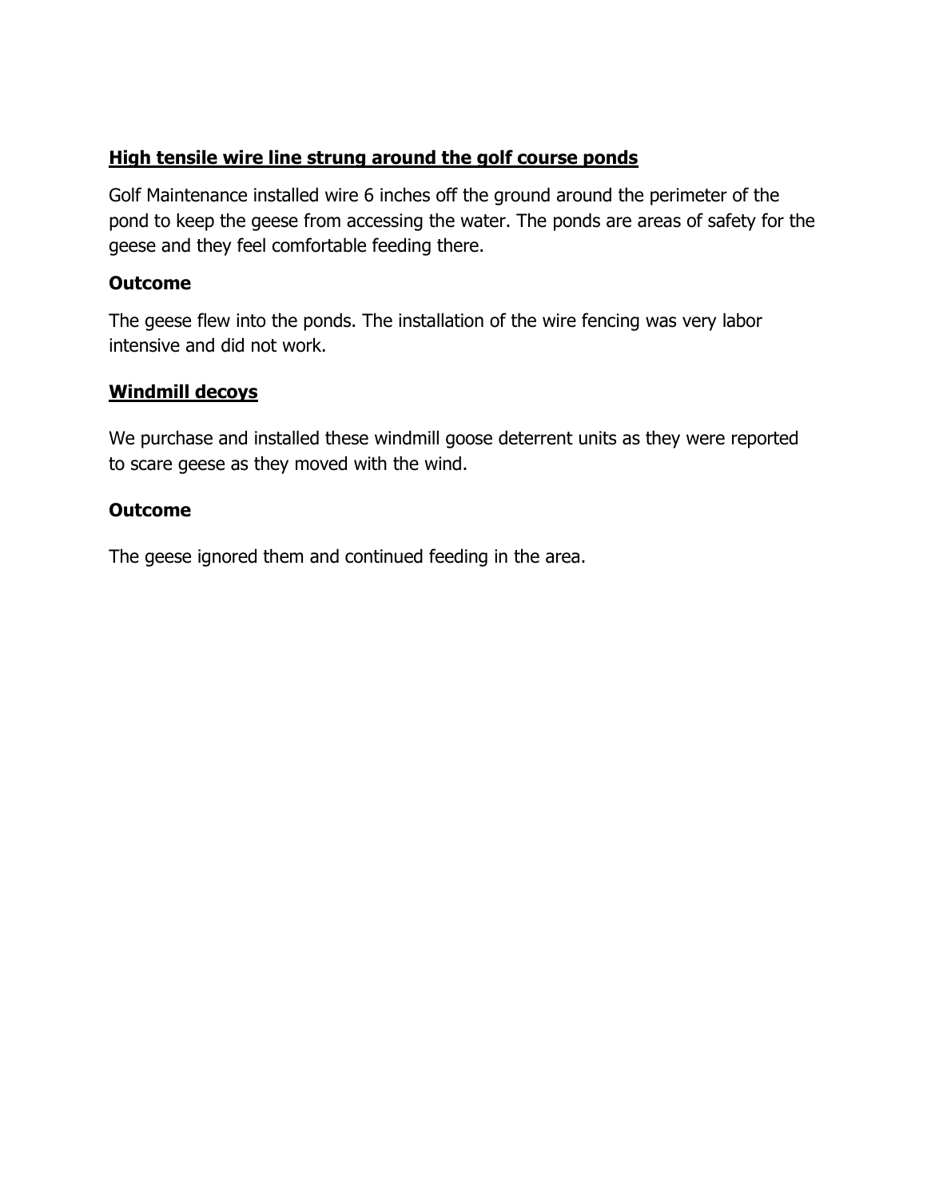## <u>High tensile wire line strung around the golf course ponds</u>

Golf Maintenance installed wire 6 inches off the ground around the perimeter of the pond to keep the geese from accessing the water. The ponds are areas of safety for the geese and they feel comfortable feeding there.

### Outcome

The geese flew into the ponds. The installation of the wire fencing was very labor intensive and did not work.

## <u>Windmill decoys</u>

We purchase and installed these windmill goose deterrent units as they were reported to scare geese as they moved with the wind.

### Outcome

The geese ignored them and continued feeding in the area.